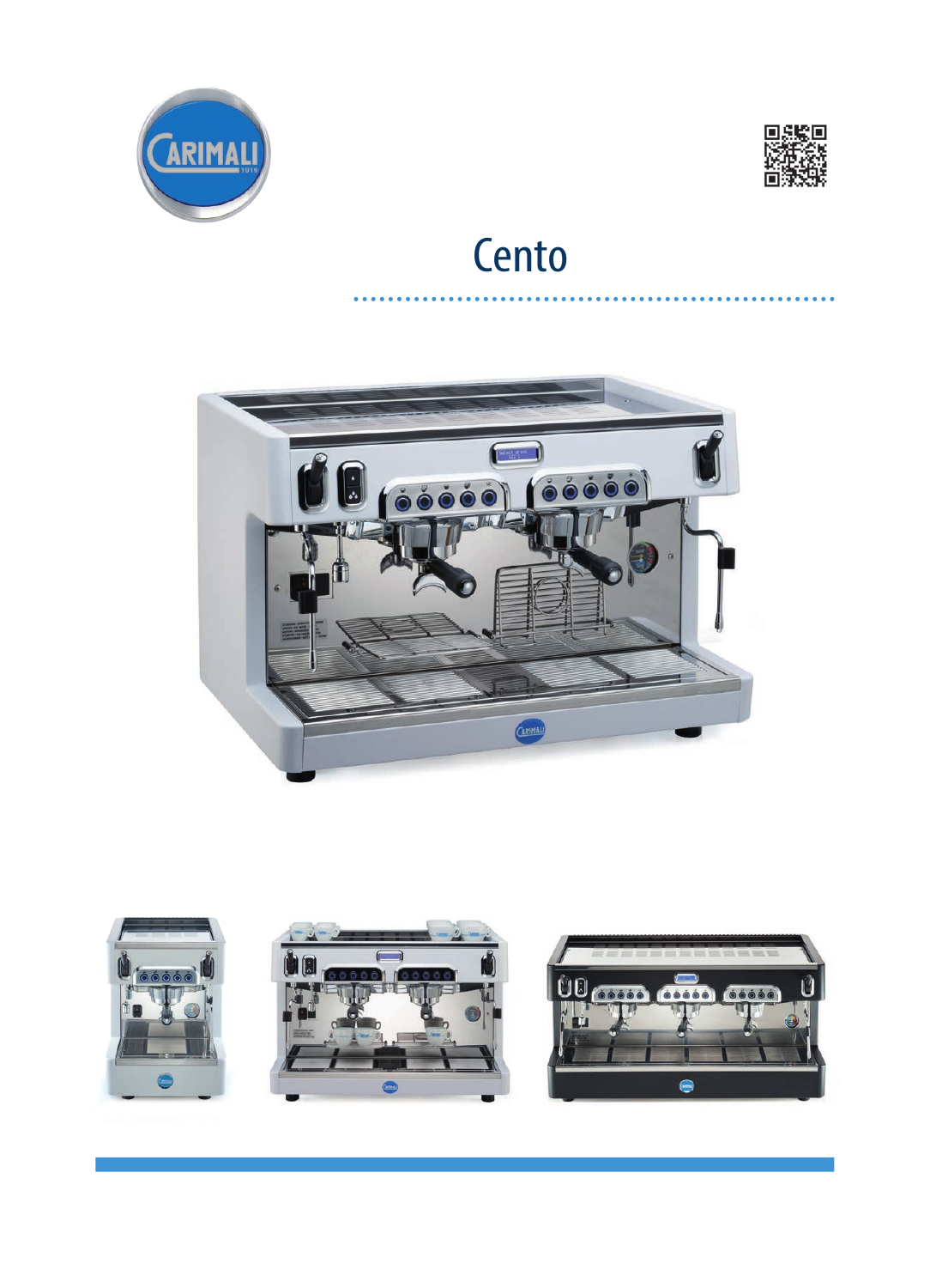# Cento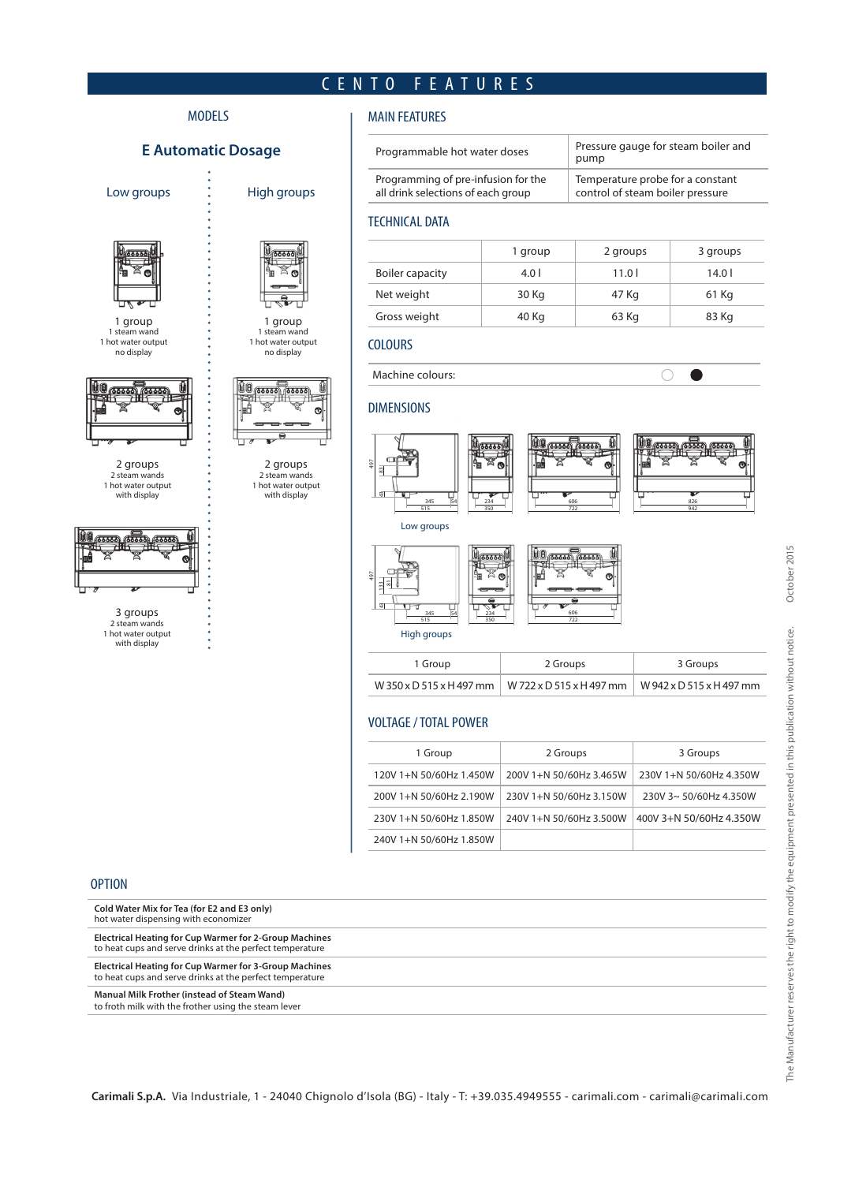# CENTO FEATURES

## MODELS

### E Automatic Dosage

**Low groups**

1 group
1 steam wand
1 hot water output
no display

2 groups
2 steam wands
1 hot water output
with display

3 groups
2 steam wands
1 hot water output
with display

**High groups**

1 group
1 steam wand
1 hot water output
no display

2 groups
2 steam wands
1 hot water output
with display

## MAIN FEATURES

| | |
|---|---|
| Programmable hot water doses | Pressure gauge for steam boiler and pump |
| Programming of pre-infusion for the all drink selections of each group | Temperature probe for a constant control of steam boiler pressure |

## TECHNICAL DATA

| | 1 group | 2 groups | 3 groups |
|---|---|---|---|
| Boiler capacity | 4.0 l | 11.0 l | 14.0 l |
| Net weight | 30 Kg | 47 Kg | 61 Kg |
| Gross weight | 40 Kg | 63 Kg | 83 Kg |

## COLOURS

Machine colours: ○ ●

## DIMENSIONS

497
83
45
345
515
54
234
350
606
722
826
942

Low groups

497
133
83
45
345
515
54
234
350
606
722

High groups

| 1 Group | 2 Groups | 3 Groups |
|---|---|---|
| W 350 x D 515 x H 497 mm | W 722 x D 515 x H 497 mm | W 942 x D 515 x H 497 mm |

## VOLTAGE / TOTAL POWER

| 1 Group | 2 Groups | 3 Groups |
|---|---|---|
| 120V 1+N 50/60Hz 1.450W | 200V 1+N 50/60Hz 3.465W | 230V 1+N 50/60Hz 4.350W |
| 200V 1+N 50/60Hz 2.190W | 230V 1+N 50/60Hz 3.150W | 230V 3~ 50/60Hz 4.350W |
| 230V 1+N 50/60Hz 1.850W | 240V 1+N 50/60Hz 3.500W | 400V 3+N 50/60Hz 4.350W |
| 240V 1+N 50/60Hz 1.850W | | |

## OPTION

**Cold Water Mix for Tea (for E2 and E3 only)**
hot water dispensing with economizer

**Electrical Heating for Cup Warmer for 2-Group Machines**
to heat cups and serve drinks at the perfect temperature

**Electrical Heating for Cup Warmer for 3-Group Machines**
to heat cups and serve drinks at the perfect temperature

**Manual Milk Frother (instead of Steam Wand)**
to froth milk with the frother using the steam lever

The Manufacturer reserves the right to modify the equipment presented in this publication without notice. October 2015

**Carimali S.p.A.** Via Industriale, 1 - 24040 Chignolo d'Isola (BG) - Italy - T: +39.035.4949555 - carimali.com - carimali@carimali.com